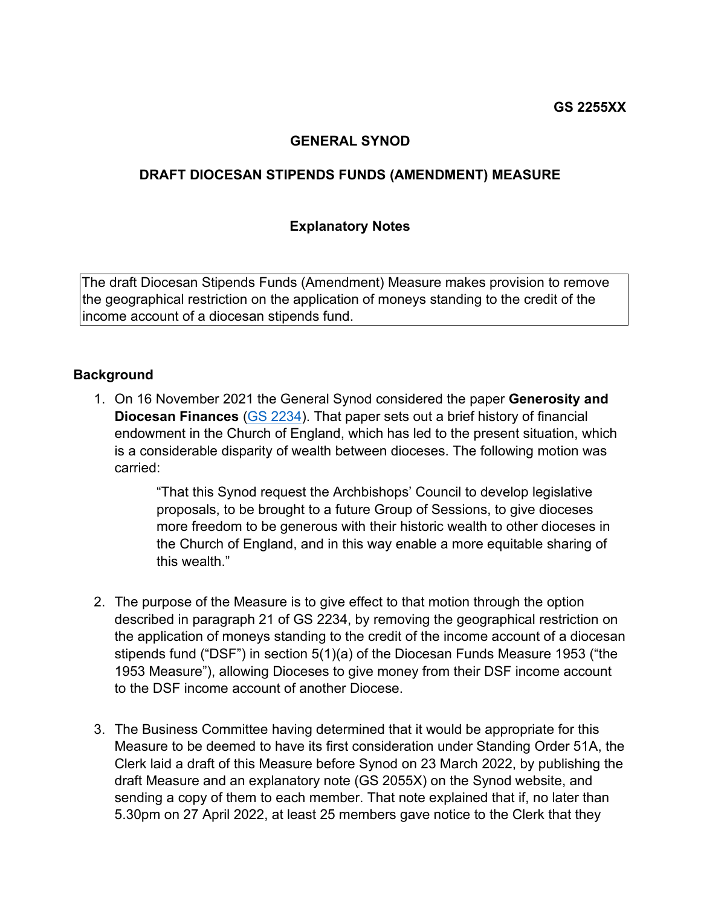**GS 2255XX**

# GENERAL SYNOD

## DRAFT DIOCESAN STIPENDS FUNDS (AMENDMENT) MEASURE

### Explanatory Notes

| The draft Diocesan Stipends Funds (Amendment) Measure makes provision to remove the geographical restriction on the application of moneys standing to the credit of the income account of a diocesan stipends fund. |
|---|

**Background**

1. On 16 November 2021 the General Synod considered the paper **Generosity and Diocesan Finances** (GS 2234). That paper sets out a brief history of financial endowment in the Church of England, which has led to the present situation, which is a considerable disparity of wealth between dioceses. The following motion was carried:

   > "That this Synod request the Archbishops' Council to develop legislative proposals, to be brought to a future Group of Sessions, to give dioceses more freedom to be generous with their historic wealth to other dioceses in the Church of England, and in this way enable a more equitable sharing of this wealth."

2. The purpose of the Measure is to give effect to that motion through the option described in paragraph 21 of GS 2234, by removing the geographical restriction on the application of moneys standing to the credit of the income account of a diocesan stipends fund ("DSF") in section 5(1)(a) of the Diocesan Funds Measure 1953 ("the 1953 Measure"), allowing Dioceses to give money from their DSF income account to the DSF income account of another Diocese.

3. The Business Committee having determined that it would be appropriate for this Measure to be deemed to have its first consideration under Standing Order 51A, the Clerk laid a draft of this Measure before Synod on 23 March 2022, by publishing the draft Measure and an explanatory note (GS 2055X) on the Synod website, and sending a copy of them to each member. That note explained that if, no later than 5.30pm on 27 April 2022, at least 25 members gave notice to the Clerk that they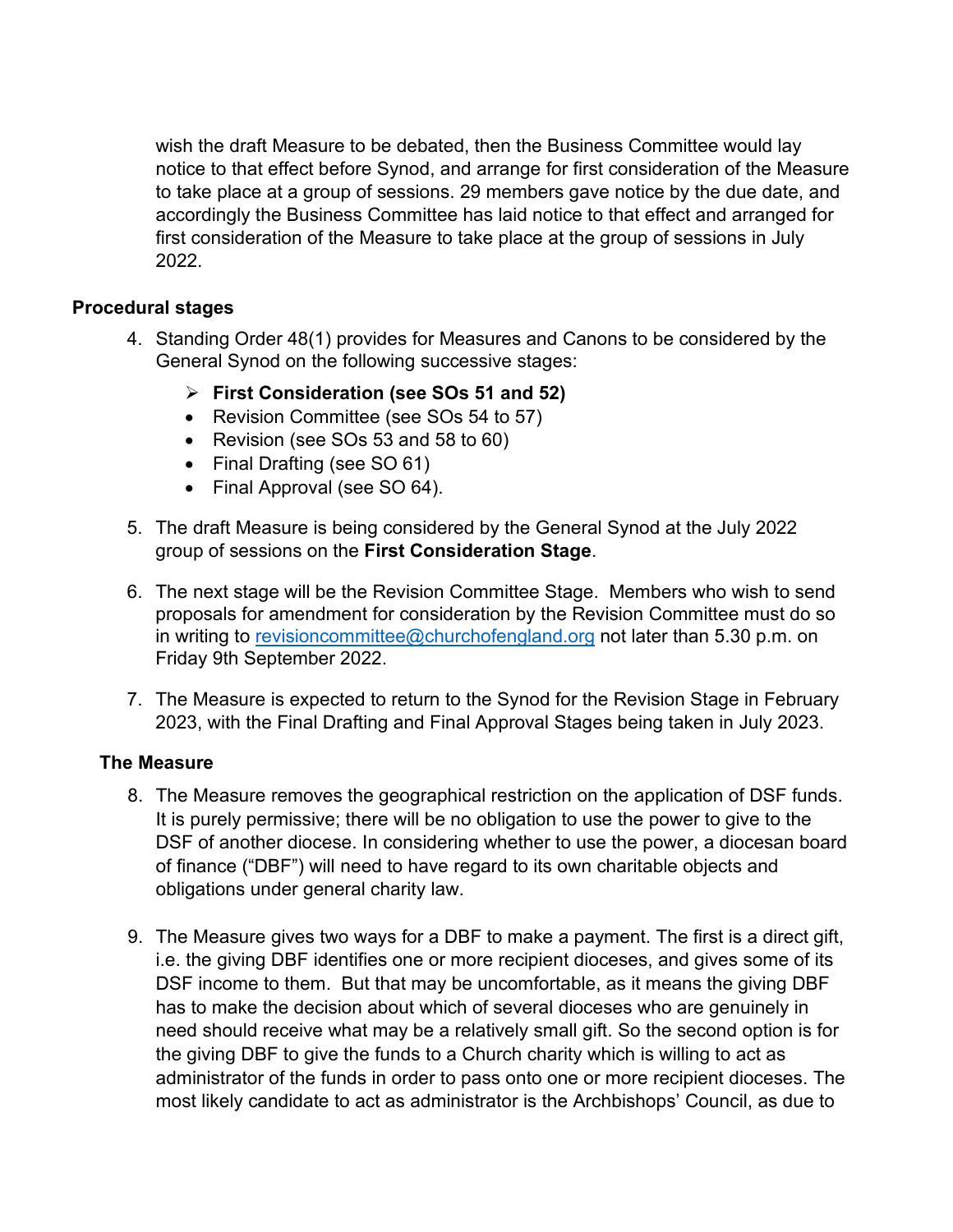wish the draft Measure to be debated, then the Business Committee would lay notice to that effect before Synod, and arrange for first consideration of the Measure to take place at a group of sessions. 29 members gave notice by the due date, and accordingly the Business Committee has laid notice to that effect and arranged for first consideration of the Measure to take place at the group of sessions in July 2022.

**Procedural stages**

4. Standing Order 48(1) provides for Measures and Canons to be considered by the General Synod on the following successive stages:
   - **First Consideration (see SOs 51 and 52)**
   - Revision Committee (see SOs 54 to 57)
   - Revision (see SOs 53 and 58 to 60)
   - Final Drafting (see SO 61)
   - Final Approval (see SO 64).

5. The draft Measure is being considered by the General Synod at the July 2022 group of sessions on the **First Consideration Stage**.

6. The next stage will be the Revision Committee Stage. Members who wish to send proposals for amendment for consideration by the Revision Committee must do so in writing to revisioncommittee@churchofengland.org not later than 5.30 p.m. on Friday 9th September 2022.

7. The Measure is expected to return to the Synod for the Revision Stage in February 2023, with the Final Drafting and Final Approval Stages being taken in July 2023.

**The Measure**

8. The Measure removes the geographical restriction on the application of DSF funds. It is purely permissive; there will be no obligation to use the power to give to the DSF of another diocese. In considering whether to use the power, a diocesan board of finance ("DBF") will need to have regard to its own charitable objects and obligations under general charity law.

9. The Measure gives two ways for a DBF to make a payment. The first is a direct gift, i.e. the giving DBF identifies one or more recipient dioceses, and gives some of its DSF income to them. But that may be uncomfortable, as it means the giving DBF has to make the decision about which of several dioceses who are genuinely in need should receive what may be a relatively small gift. So the second option is for the giving DBF to give the funds to a Church charity which is willing to act as administrator of the funds in order to pass onto one or more recipient dioceses. The most likely candidate to act as administrator is the Archbishops' Council, as due to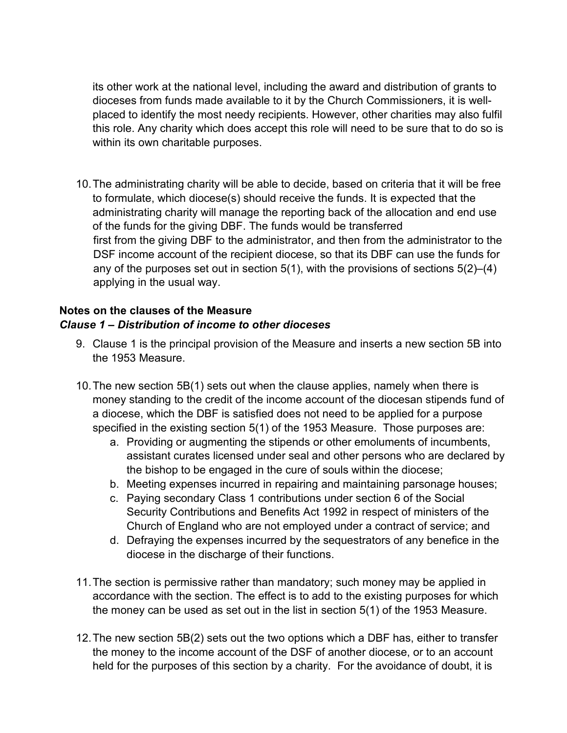its other work at the national level, including the award and distribution of grants to dioceses from funds made available to it by the Church Commissioners, it is well-placed to identify the most needy recipients. However, other charities may also fulfil this role. Any charity which does accept this role will need to be sure that to do so is within its own charitable purposes.

10. The administrating charity will be able to decide, based on criteria that it will be free to formulate, which diocese(s) should receive the funds. It is expected that the administrating charity will manage the reporting back of the allocation and end use of the funds for the giving DBF. The funds would be transferred first from the giving DBF to the administrator, and then from the administrator to the DSF income account of the recipient diocese, so that its DBF can use the funds for any of the purposes set out in section 5(1), with the provisions of sections 5(2)–(4) applying in the usual way.

**Notes on the clauses of the Measure**

***Clause 1 – Distribution of income to other dioceses***

9. Clause 1 is the principal provision of the Measure and inserts a new section 5B into the 1953 Measure.

10. The new section 5B(1) sets out when the clause applies, namely when there is money standing to the credit of the income account of the diocesan stipends fund of a diocese, which the DBF is satisfied does not need to be applied for a purpose specified in the existing section 5(1) of the 1953 Measure. Those purposes are:
    a. Providing or augmenting the stipends or other emoluments of incumbents, assistant curates licensed under seal and other persons who are declared by the bishop to be engaged in the cure of souls within the diocese;
    b. Meeting expenses incurred in repairing and maintaining parsonage houses;
    c. Paying secondary Class 1 contributions under section 6 of the Social Security Contributions and Benefits Act 1992 in respect of ministers of the Church of England who are not employed under a contract of service; and
    d. Defraying the expenses incurred by the sequestrators of any benefice in the diocese in the discharge of their functions.

11. The section is permissive rather than mandatory; such money may be applied in accordance with the section. The effect is to add to the existing purposes for which the money can be used as set out in the list in section 5(1) of the 1953 Measure.

12. The new section 5B(2) sets out the two options which a DBF has, either to transfer the money to the income account of the DSF of another diocese, or to an account held for the purposes of this section by a charity. For the avoidance of doubt, it is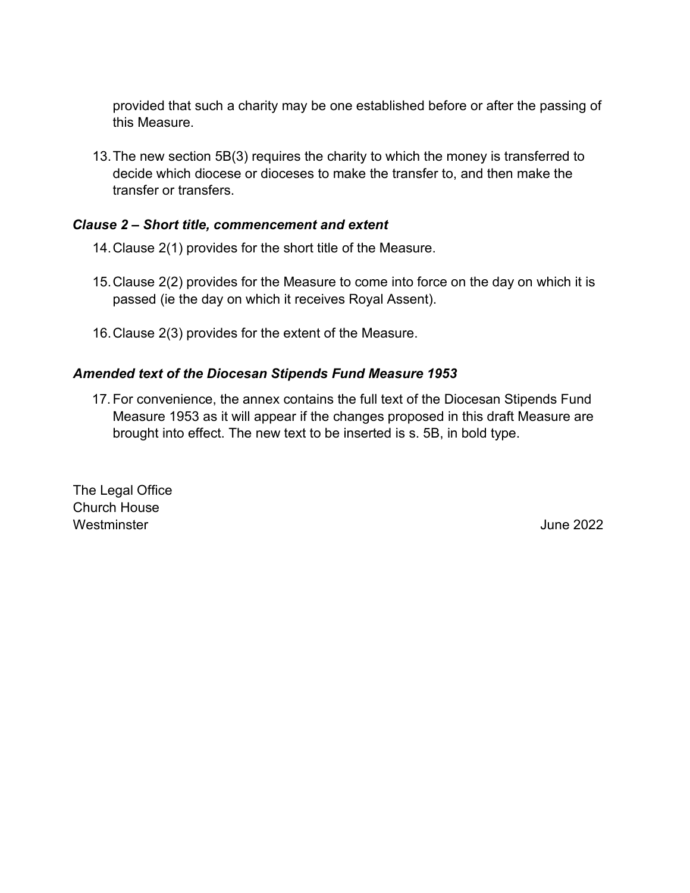provided that such a charity may be one established before or after the passing of this Measure.

13. The new section 5B(3) requires the charity to which the money is transferred to decide which diocese or dioceses to make the transfer to, and then make the transfer or transfers.

### *Clause 2 – Short title, commencement and extent*

14. Clause 2(1) provides for the short title of the Measure.

15. Clause 2(2) provides for the Measure to come into force on the day on which it is passed (ie the day on which it receives Royal Assent).

16. Clause 2(3) provides for the extent of the Measure.

### *Amended text of the Diocesan Stipends Fund Measure 1953*

17. For convenience, the annex contains the full text of the Diocesan Stipends Fund Measure 1953 as it will appear if the changes proposed in this draft Measure are brought into effect. The new text to be inserted is s. 5B, in bold type.

The Legal Office
Church House
Westminster

June 2022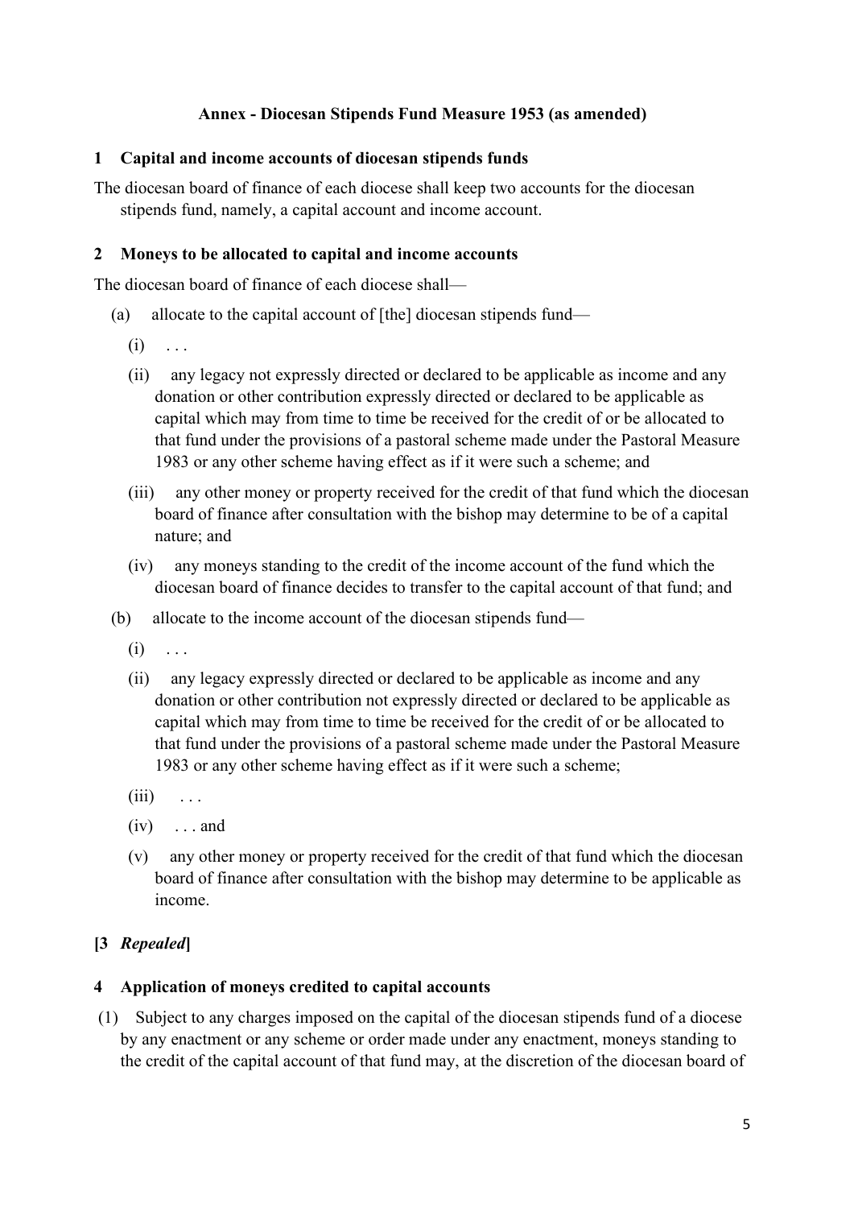**Annex - Diocesan Stipends Fund Measure 1953 (as amended)**

**1 Capital and income accounts of diocesan stipends funds**

The diocesan board of finance of each diocese shall keep two accounts for the diocesan stipends fund, namely, a capital account and income account.

**2 Moneys to be allocated to capital and income accounts**

The diocesan board of finance of each diocese shall—

(a) allocate to the capital account of [the] diocesan stipends fund—

(i) . . .

(ii) any legacy not expressly directed or declared to be applicable as income and any donation or other contribution expressly directed or declared to be applicable as capital which may from time to time be received for the credit of or be allocated to that fund under the provisions of a pastoral scheme made under the Pastoral Measure 1983 or any other scheme having effect as if it were such a scheme; and

(iii) any other money or property received for the credit of that fund which the diocesan board of finance after consultation with the bishop may determine to be of a capital nature; and

(iv) any moneys standing to the credit of the income account of the fund which the diocesan board of finance decides to transfer to the capital account of that fund; and

(b) allocate to the income account of the diocesan stipends fund—

(i) . . .

(ii) any legacy expressly directed or declared to be applicable as income and any donation or other contribution not expressly directed or declared to be applicable as capital which may from time to time be received for the credit of or be allocated to that fund under the provisions of a pastoral scheme made under the Pastoral Measure 1983 or any other scheme having effect as if it were such a scheme;

(iii) . . .

(iv) . . . and

(v) any other money or property received for the credit of that fund which the diocesan board of finance after consultation with the bishop may determine to be applicable as income.

**[3 *Repealed*]**

**4 Application of moneys credited to capital accounts**

(1) Subject to any charges imposed on the capital of the diocesan stipends fund of a diocese by any enactment or any scheme or order made under any enactment, moneys standing to the credit of the capital account of that fund may, at the discretion of the diocesan board of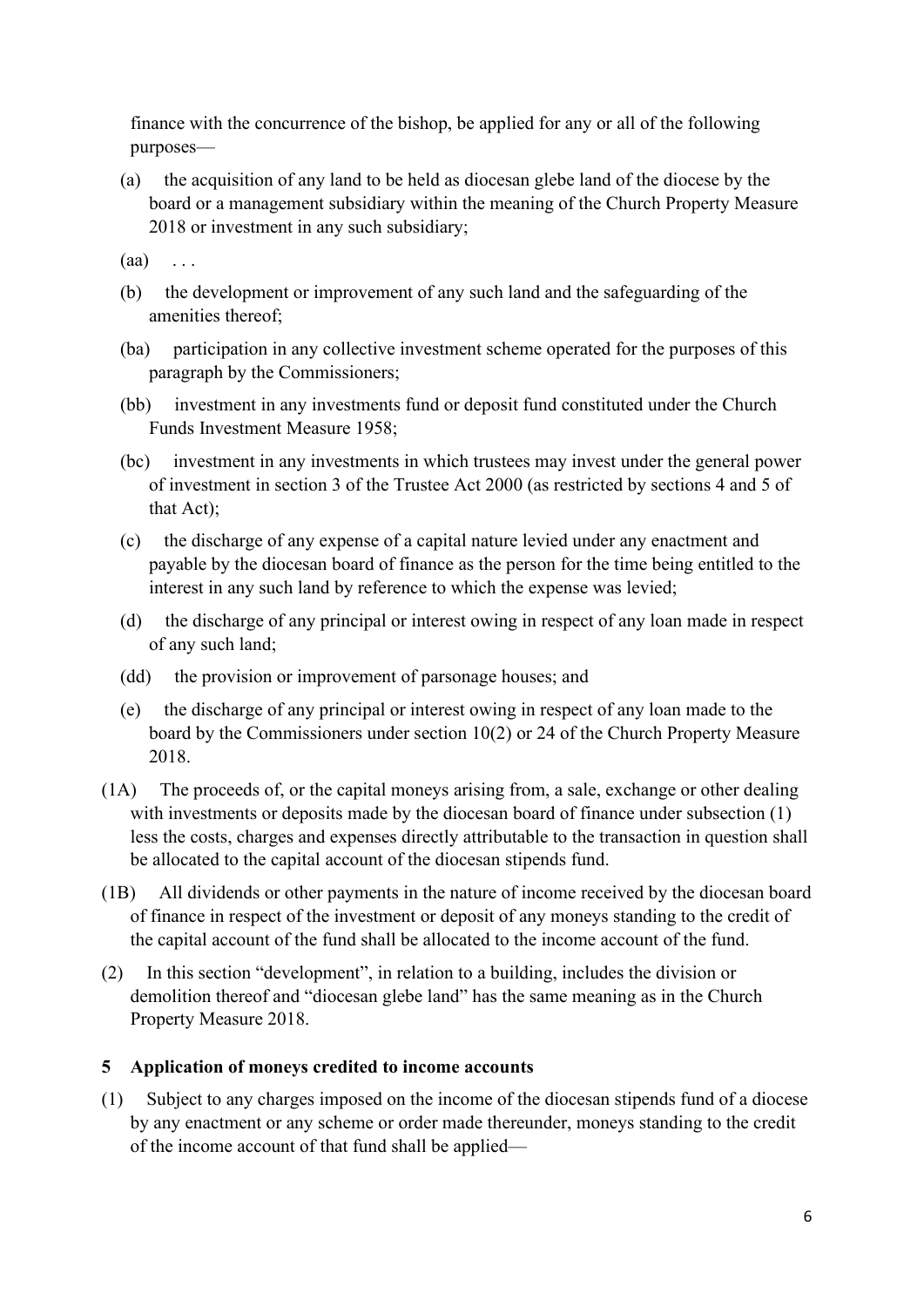finance with the concurrence of the bishop, be applied for any or all of the following purposes—

(a) the acquisition of any land to be held as diocesan glebe land of the diocese by the board or a management subsidiary within the meaning of the Church Property Measure 2018 or investment in any such subsidiary;

(aa) . . .

(b) the development or improvement of any such land and the safeguarding of the amenities thereof;

(ba) participation in any collective investment scheme operated for the purposes of this paragraph by the Commissioners;

(bb) investment in any investments fund or deposit fund constituted under the Church Funds Investment Measure 1958;

(bc) investment in any investments in which trustees may invest under the general power of investment in section 3 of the Trustee Act 2000 (as restricted by sections 4 and 5 of that Act);

(c) the discharge of any expense of a capital nature levied under any enactment and payable by the diocesan board of finance as the person for the time being entitled to the interest in any such land by reference to which the expense was levied;

(d) the discharge of any principal or interest owing in respect of any loan made in respect of any such land;

(dd) the provision or improvement of parsonage houses; and

(e) the discharge of any principal or interest owing in respect of any loan made to the board by the Commissioners under section 10(2) or 24 of the Church Property Measure 2018.

(1A) The proceeds of, or the capital moneys arising from, a sale, exchange or other dealing with investments or deposits made by the diocesan board of finance under subsection (1) less the costs, charges and expenses directly attributable to the transaction in question shall be allocated to the capital account of the diocesan stipends fund.

(1B) All dividends or other payments in the nature of income received by the diocesan board of finance in respect of the investment or deposit of any moneys standing to the credit of the capital account of the fund shall be allocated to the income account of the fund.

(2) In this section "development", in relation to a building, includes the division or demolition thereof and "diocesan glebe land" has the same meaning as in the Church Property Measure 2018.

### 5 Application of moneys credited to income accounts

(1) Subject to any charges imposed on the income of the diocesan stipends fund of a diocese by any enactment or any scheme or order made thereunder, moneys standing to the credit of the income account of that fund shall be applied—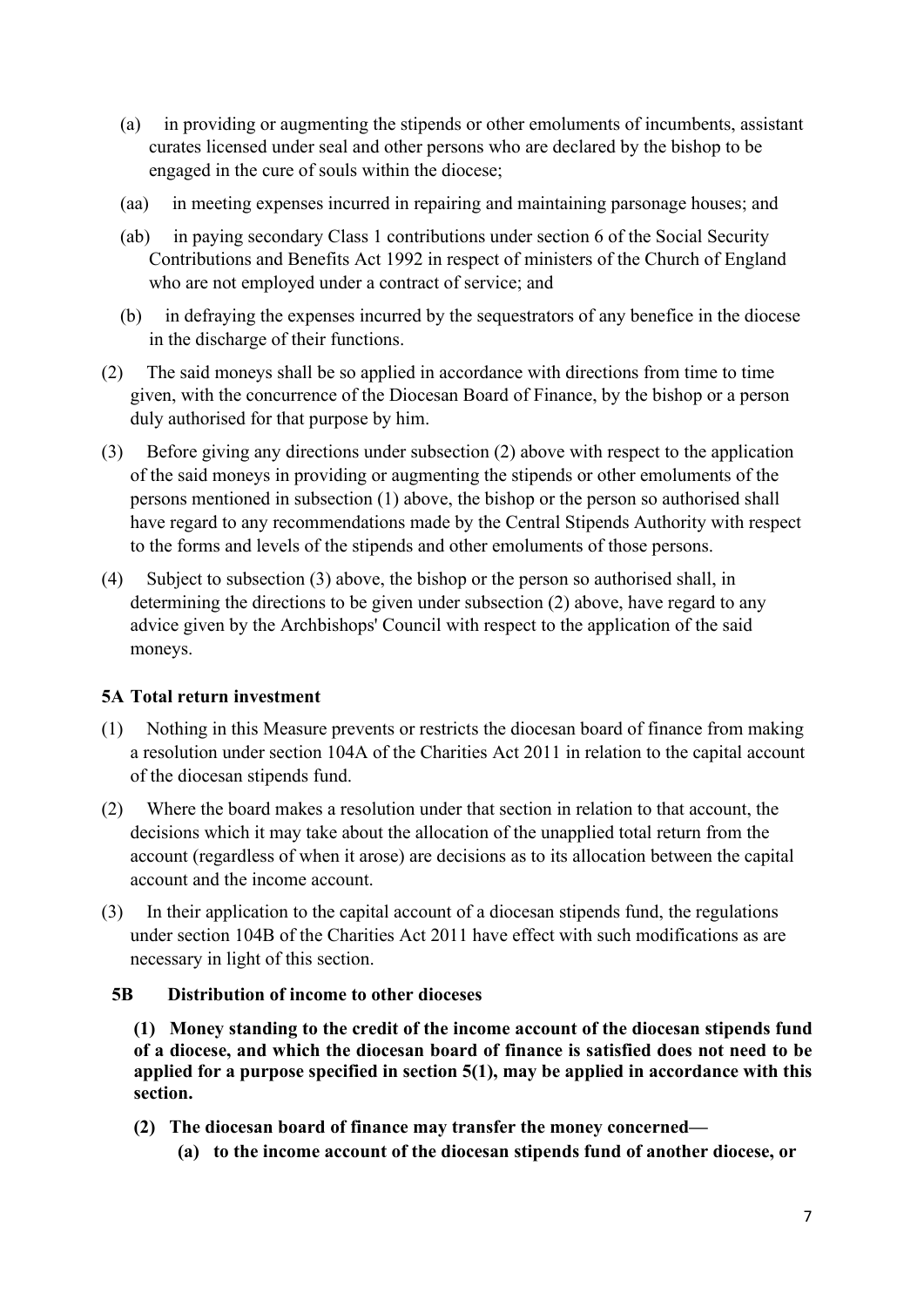(a) in providing or augmenting the stipends or other emoluments of incumbents, assistant curates licensed under seal and other persons who are declared by the bishop to be engaged in the cure of souls within the diocese;

(aa) in meeting expenses incurred in repairing and maintaining parsonage houses; and

(ab) in paying secondary Class 1 contributions under section 6 of the Social Security Contributions and Benefits Act 1992 in respect of ministers of the Church of England who are not employed under a contract of service; and

(b) in defraying the expenses incurred by the sequestrators of any benefice in the diocese in the discharge of their functions.

(2) The said moneys shall be so applied in accordance with directions from time to time given, with the concurrence of the Diocesan Board of Finance, by the bishop or a person duly authorised for that purpose by him.

(3) Before giving any directions under subsection (2) above with respect to the application of the said moneys in providing or augmenting the stipends or other emoluments of the persons mentioned in subsection (1) above, the bishop or the person so authorised shall have regard to any recommendations made by the Central Stipends Authority with respect to the forms and levels of the stipends and other emoluments of those persons.

(4) Subject to subsection (3) above, the bishop or the person so authorised shall, in determining the directions to be given under subsection (2) above, have regard to any advice given by the Archbishops' Council with respect to the application of the said moneys.

**5A Total return investment**

(1) Nothing in this Measure prevents or restricts the diocesan board of finance from making a resolution under section 104A of the Charities Act 2011 in relation to the capital account of the diocesan stipends fund.

(2) Where the board makes a resolution under that section in relation to that account, the decisions which it may take about the allocation of the unapplied total return from the account (regardless of when it arose) are decisions as to its allocation between the capital account and the income account.

(3) In their application to the capital account of a diocesan stipends fund, the regulations under section 104B of the Charities Act 2011 have effect with such modifications as are necessary in light of this section.

**5B Distribution of income to other dioceses**

**(1) Money standing to the credit of the income account of the diocesan stipends fund of a diocese, and which the diocesan board of finance is satisfied does not need to be applied for a purpose specified in section 5(1), may be applied in accordance with this section.**

**(2) The diocesan board of finance may transfer the money concerned—**

**(a) to the income account of the diocesan stipends fund of another diocese, or**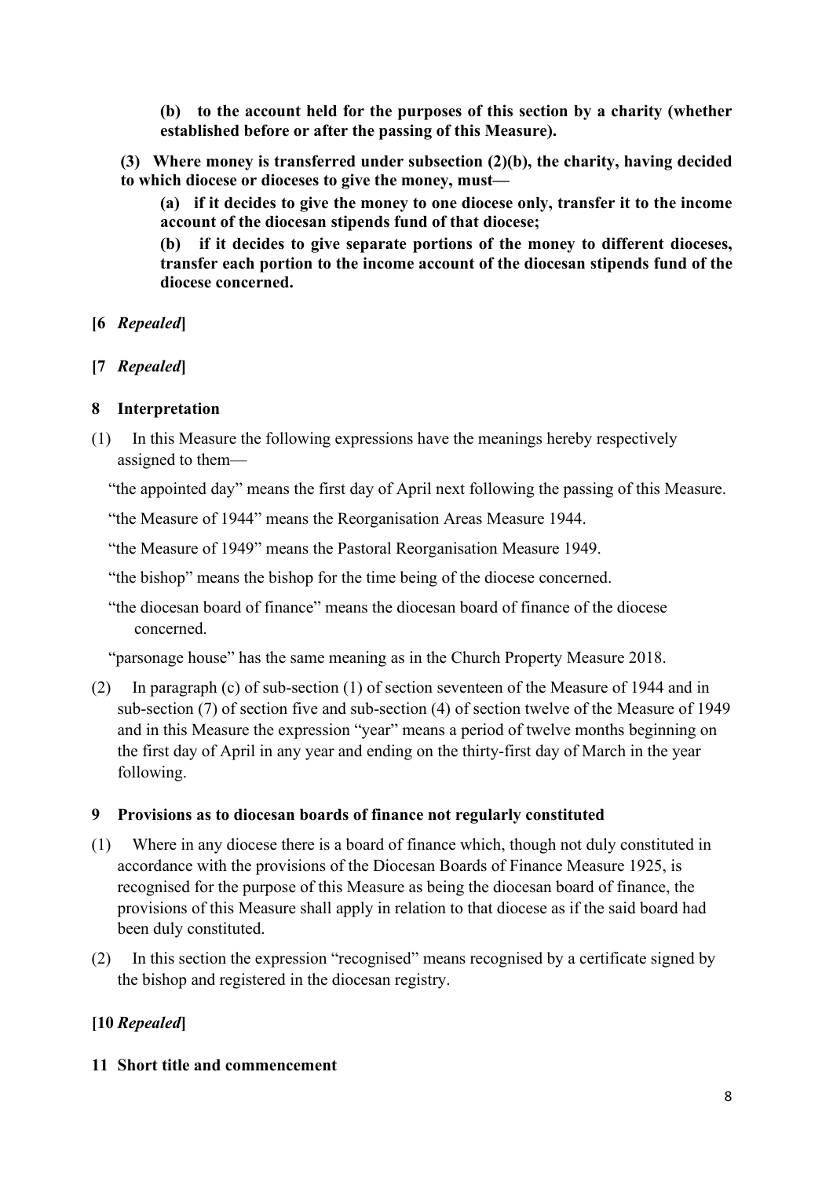**(b) to the account held for the purposes of this section by a charity (whether established before or after the passing of this Measure).**

**(3) Where money is transferred under subsection (2)(b), the charity, having decided to which diocese or dioceses to give the money, must—**

**(a) if it decides to give the money to one diocese only, transfer it to the income account of the diocesan stipends fund of that diocese;**

**(b) if it decides to give separate portions of the money to different dioceses, transfer each portion to the income account of the diocesan stipends fund of the diocese concerned.**

**[6** ***Repealed*****]**

**[7** ***Repealed*****]**

### 8 Interpretation

(1) In this Measure the following expressions have the meanings hereby respectively assigned to them—

"the appointed day" means the first day of April next following the passing of this Measure.

"the Measure of 1944" means the Reorganisation Areas Measure 1944.

"the Measure of 1949" means the Pastoral Reorganisation Measure 1949.

"the bishop" means the bishop for the time being of the diocese concerned.

"the diocesan board of finance" means the diocesan board of finance of the diocese concerned.

"parsonage house" has the same meaning as in the Church Property Measure 2018.

(2) In paragraph (c) of sub-section (1) of section seventeen of the Measure of 1944 and in sub-section (7) of section five and sub-section (4) of section twelve of the Measure of 1949 and in this Measure the expression "year" means a period of twelve months beginning on the first day of April in any year and ending on the thirty-first day of March in the year following.

### 9 Provisions as to diocesan boards of finance not regularly constituted

(1) Where in any diocese there is a board of finance which, though not duly constituted in accordance with the provisions of the Diocesan Boards of Finance Measure 1925, is recognised for the purpose of this Measure as being the diocesan board of finance, the provisions of this Measure shall apply in relation to that diocese as if the said board had been duly constituted.

(2) In this section the expression "recognised" means recognised by a certificate signed by the bishop and registered in the diocesan registry.

**[10** ***Repealed*****]**

### 11 Short title and commencement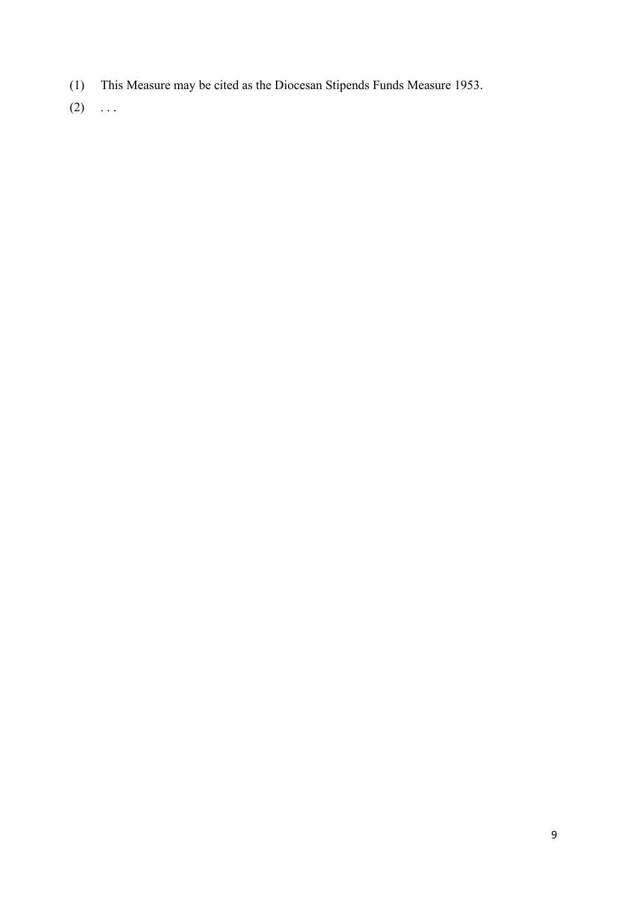(1) This Measure may be cited as the Diocesan Stipends Funds Measure 1953.

(2) . . .